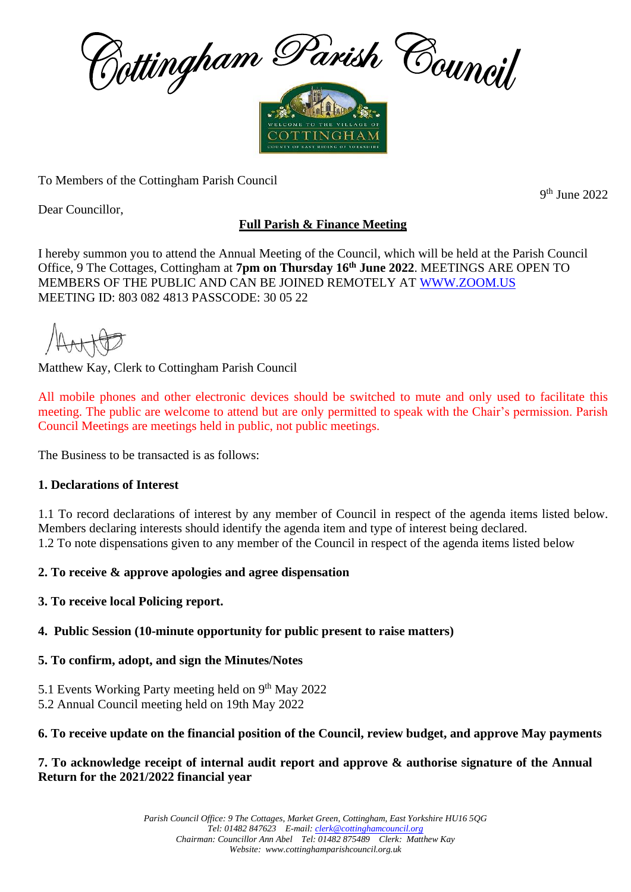# Cottingham Parish Council

To Members of the Cottingham Parish Council

9th June 2022

Dear Councillor,

**Full Parish & Finance Meeting**

I hereby summon you to attend the Annual Meeting of the Council, which will be held at the Parish Council Office, 9 The Cottages, Cottingham at **7pm on Thursday 16th June 2022**. MEETINGS ARE OPEN TO MEMBERS OF THE PUBLIC AND CAN BE JOINED REMOTELY AT WWW.ZOOM.US MEETING ID: 803 082 4813 PASSCODE: 30 05 22

Matthew Kay, Clerk to Cottingham Parish Council

All mobile phones and other electronic devices should be switched to mute and only used to facilitate this meeting. The public are welcome to attend but are only permitted to speak with the Chair's permission. Parish Council Meetings are meetings held in public, not public meetings.

The Business to be transacted is as follows:

**1. Declarations of Interest**

1.1 To record declarations of interest by any member of Council in respect of the agenda items listed below. Members declaring interests should identify the agenda item and type of interest being declared.
1.2 To note dispensations given to any member of the Council in respect of the agenda items listed below

**2. To receive & approve apologies and agree dispensation**

**3. To receive local Policing report.**

**4. Public Session (10-minute opportunity for public present to raise matters)**

**5. To confirm, adopt, and sign the Minutes/Notes**

5.1 Events Working Party meeting held on 9th May 2022
5.2 Annual Council meeting held on 19th May 2022

**6. To receive update on the financial position of the Council, review budget, and approve May payments**

**7. To acknowledge receipt of internal audit report and approve & authorise signature of the Annual Return for the 2021/2022 financial year**

*Parish Council Office: 9 The Cottages, Market Green, Cottingham, East Yorkshire HU16 5QG*
*Tel: 01482 847623 E-mail: clerk@cottinghamcouncil.org*
*Chairman: Councillor Ann Abel Tel: 01482 875489 Clerk: Matthew Kay*
*Website: www.cottinghamparishcouncil.org.uk*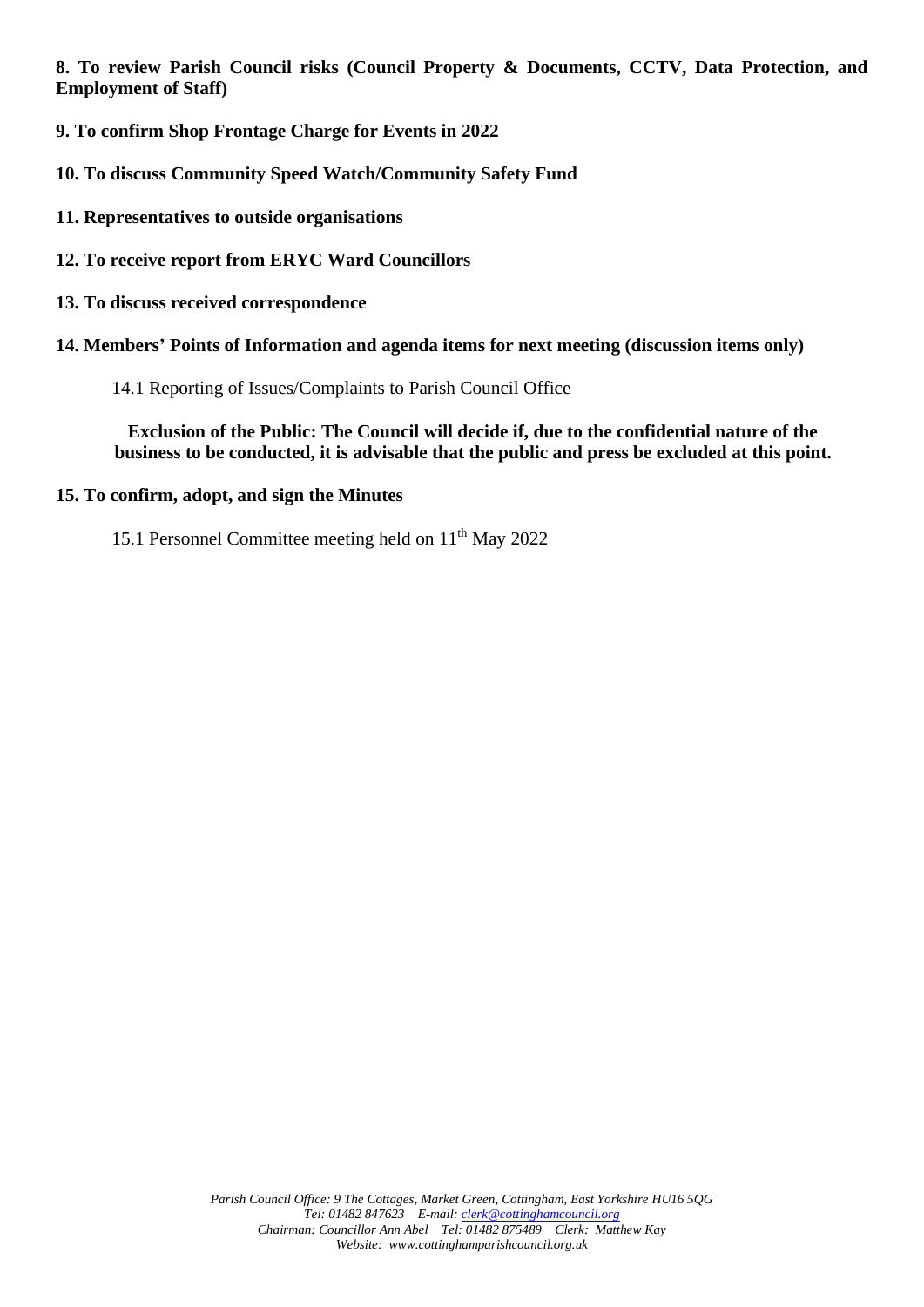**8. To review Parish Council risks (Council Property & Documents, CCTV, Data Protection, and Employment of Staff)**

**9. To confirm Shop Frontage Charge for Events in 2022**

**10. To discuss Community Speed Watch/Community Safety Fund**

**11. Representatives to outside organisations**

**12. To receive report from ERYC Ward Councillors**

**13. To discuss received correspondence**

**14. Members' Points of Information and agenda items for next meeting (discussion items only)**

14.1 Reporting of Issues/Complaints to Parish Council Office

**Exclusion of the Public: The Council will decide if, due to the confidential nature of the business to be conducted, it is advisable that the public and press be excluded at this point.**

**15. To confirm, adopt, and sign the Minutes**

15.1 Personnel Committee meeting held on 11th May 2022

*Parish Council Office: 9 The Cottages, Market Green, Cottingham, East Yorkshire HU16 5QG*
*Tel: 01482 847623 E-mail: clerk@cottinghamcouncil.org*
*Chairman: Councillor Ann Abel Tel: 01482 875489 Clerk: Matthew Kay*
*Website: www.cottinghamparishcouncil.org.uk*